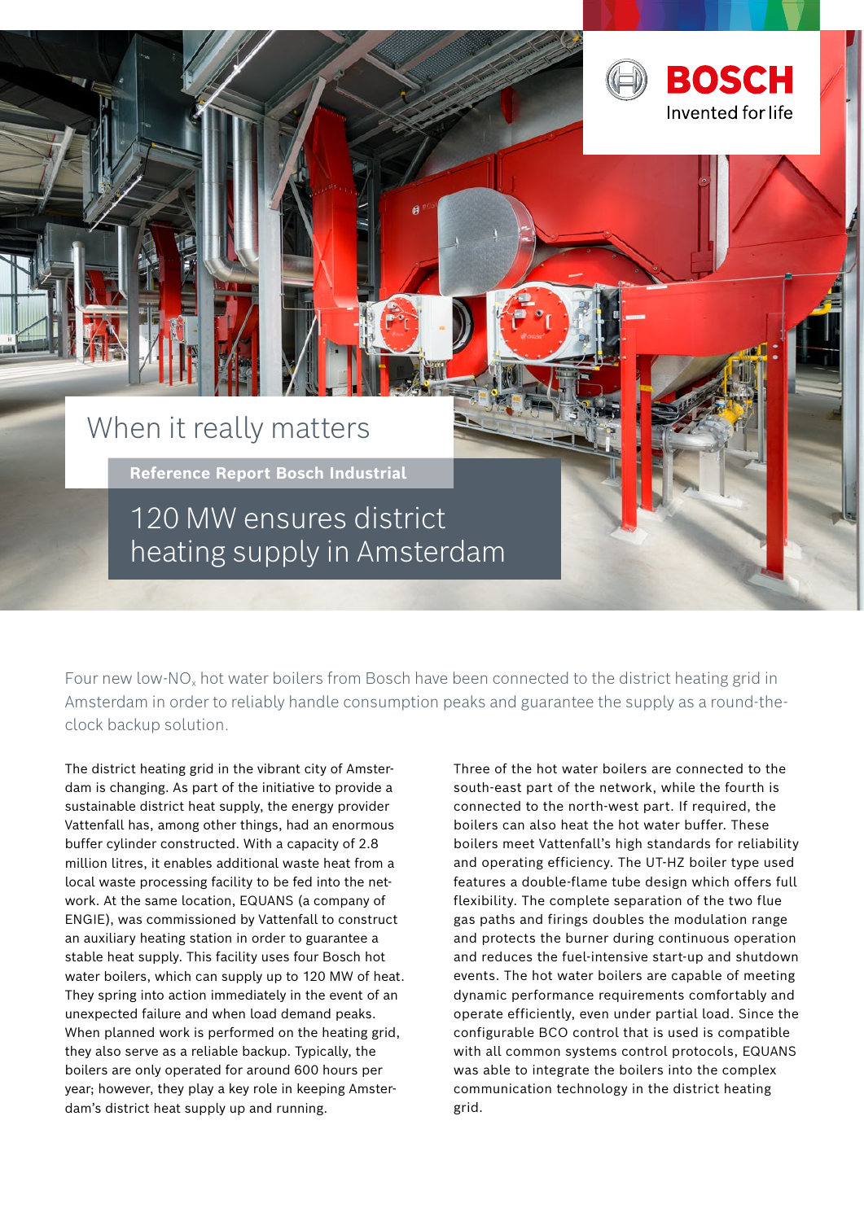BOSCH

Invented for life

# When it really matters

**Reference Report Bosch Industrial**

## 120 MW ensures district heating supply in Amsterdam

Four new low-$NO_x$ hot water boilers from Bosch have been connected to the district heating grid in Amsterdam in order to reliably handle consumption peaks and guarantee the supply as a round-the-clock backup solution.

The district heating grid in the vibrant city of Amsterdam is changing. As part of the initiative to provide a sustainable district heat supply, the energy provider Vattenfall has, among other things, had an enormous buffer cylinder constructed. With a capacity of 2.8 million litres, it enables additional waste heat from a local waste processing facility to be fed into the network. At the same location, EQUANS (a company of ENGIE), was commissioned by Vattenfall to construct an auxiliary heating station in order to guarantee a stable heat supply. This facility uses four Bosch hot water boilers, which can supply up to 120 MW of heat. They spring into action immediately in the event of an unexpected failure and when load demand peaks. When planned work is performed on the heating grid, they also serve as a reliable backup. Typically, the boilers are only operated for around 600 hours per year; however, they play a key role in keeping Amsterdam's district heat supply up and running.

Three of the hot water boilers are connected to the south-east part of the network, while the fourth is connected to the north-west part. If required, the boilers can also heat the hot water buffer. These boilers meet Vattenfall's high standards for reliability and operating efficiency. The UT-HZ boiler type used features a double-flame tube design which offers full flexibility. The complete separation of the two flue gas paths and firings doubles the modulation range and protects the burner during continuous operation and reduces the fuel-intensive start-up and shutdown events. The hot water boilers are capable of meeting dynamic performance requirements comfortably and operate efficiently, even under partial load. Since the configurable BCO control that is used is compatible with all common systems control protocols, EQUANS was able to integrate the boilers into the complex communication technology in the district heating grid.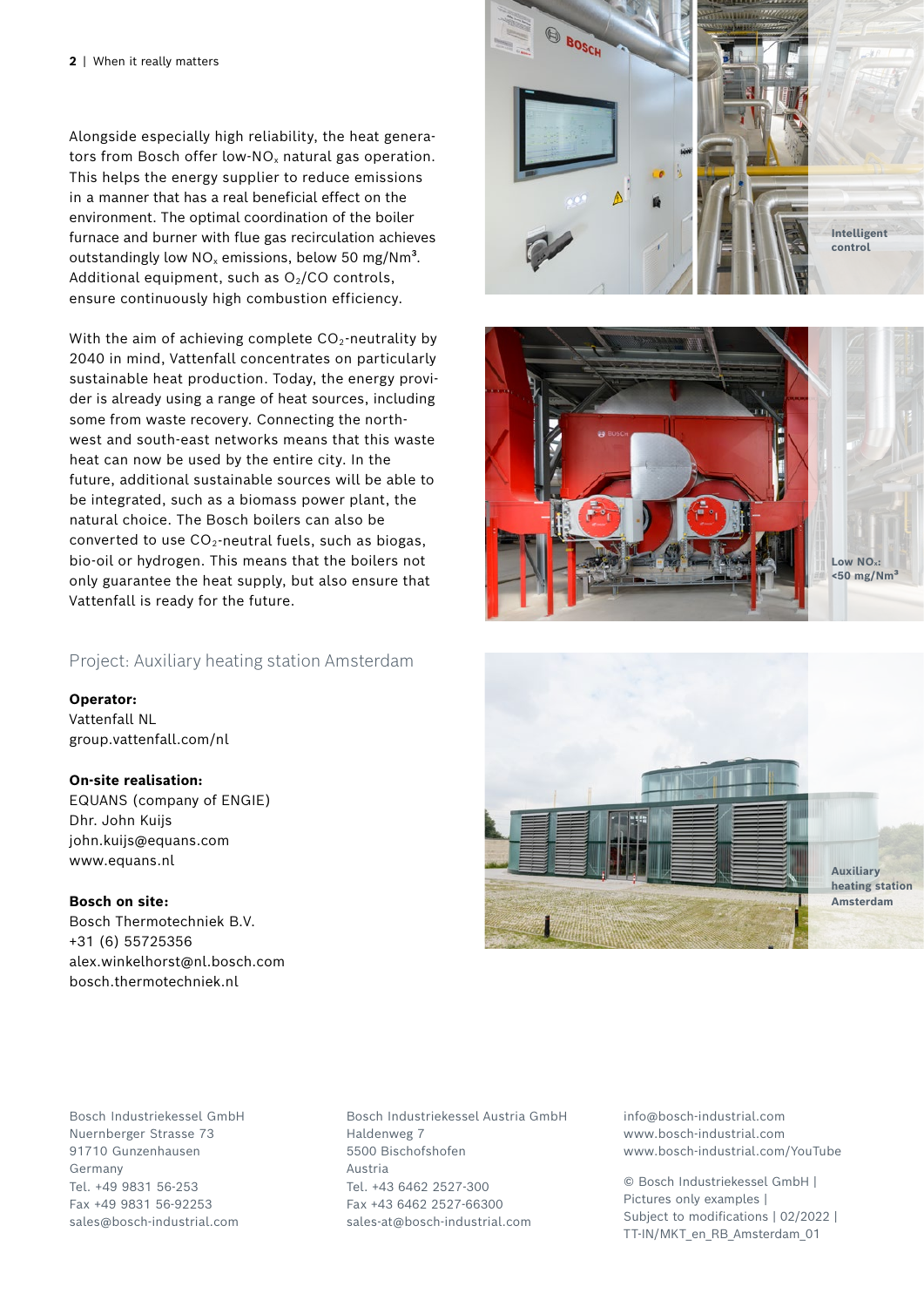Alongside especially high reliability, the heat generators from Bosch offer low-$NO_x$ natural gas operation. This helps the energy supplier to reduce emissions in a manner that has a real beneficial effect on the environment. The optimal coordination of the boiler furnace and burner with flue gas recirculation achieves outstandingly low $NO_x$ emissions, below 50 mg/Nm³. Additional equipment, such as $O_2$/CO controls, ensure continuously high combustion efficiency.

With the aim of achieving complete $CO_2$-neutrality by 2040 in mind, Vattenfall concentrates on particularly sustainable heat production. Today, the energy provider is already using a range of heat sources, including some from waste recovery. Connecting the north-west and south-east networks means that this waste heat can now be used by the entire city. In the future, additional sustainable sources will be able to be integrated, such as a biomass power plant, the natural choice. The Bosch boilers can also be converted to use $CO_2$-neutral fuels, such as biogas, bio-oil or hydrogen. This means that the boilers not only guarantee the heat supply, but also ensure that Vattenfall is ready for the future.

## Project: Auxiliary heating station Amsterdam

**Operator:**
Vattenfall NL
group.vattenfall.com/nl

**On-site realisation:**
EQUANS (company of ENGIE)
Dhr. John Kuijs
john.kuijs@equans.com
www.equans.nl

**Bosch on site:**
Bosch Thermotechniek B.V.
+31 (6) 55725356
alex.winkelhorst@nl.bosch.com
bosch.thermotechniek.nl

**Intelligent control**

**Low $NO_x$: <50 mg/Nm³**

**Auxiliary heating station Amsterdam**

Bosch Industriekessel GmbH
Nuernberger Strasse 73
91710 Gunzenhausen
Germany
Tel. +49 9831 56-253
Fax +49 9831 56-92253
sales@bosch-industrial.com

Bosch Industriekessel Austria GmbH
Haldenweg 7
5500 Bischofshofen
Austria
Tel. +43 6462 2527-300
Fax +43 6462 2527-66300
sales-at@bosch-industrial.com

info@bosch-industrial.com
www.bosch-industrial.com
www.bosch-industrial.com/YouTube

© Bosch Industriekessel GmbH | Pictures only examples | Subject to modifications | 02/2022 | TT-IN/MKT_en_RB_Amsterdam_01